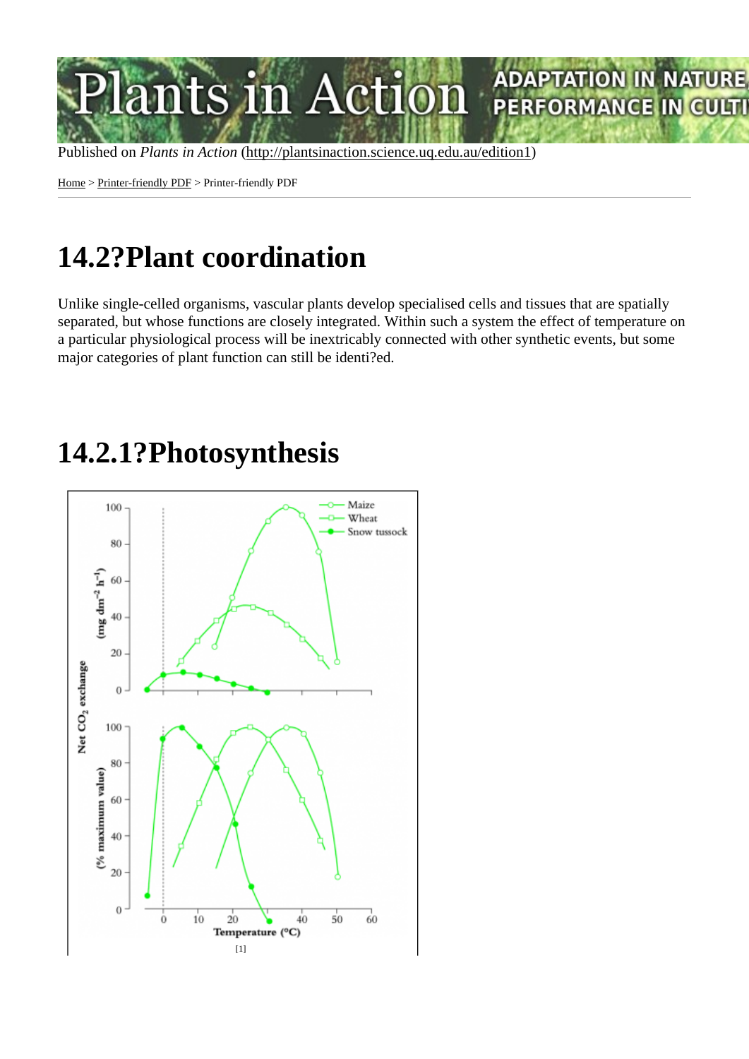Published on *Plants in Action* (http://plantsinaction.science.uq.edu.au/edition1)

Home > Printer-friendly PDF > Printer-friendly PDF

# 14.2?Plant coordination

Unlike single-celled organisms, vascular plants develop specialised cells and tissues that are spatially separated, but whose functions are closely integrated. Within such a system the effect of temperature on a particular physiological process will be inextricably connected with other synthetic events, but some major categories of plant function can still be identi?ed.

# 14.2.1?Photosynthesis

[1]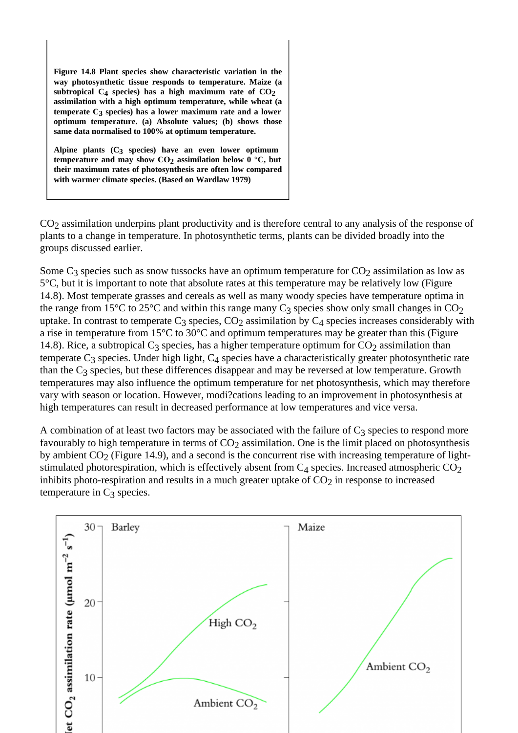**Figure 14.8 Plant species show characteristic variation in the way photosynthetic tissue responds to temperature. Maize (a subtropical $C_4$ species) has a high maximum rate of $CO_2$ assimilation with a high optimum temperature, while wheat (a temperate $C_3$ species) has a lower maximum rate and a lower optimum temperature. (a) Absolute values; (b) shows those same data normalised to 100% at optimum temperature.**

**Alpine plants ($C_3$ species) have an even lower optimum temperature and may show $CO_2$ assimilation below 0 °C, but their maximum rates of photosynthesis are often low compared with warmer climate species. (Based on Wardlaw 1979)**

$CO_2$ assimilation underpins plant productivity and is therefore central to any analysis of the response of plants to a change in temperature. In photosynthetic terms, plants can be divided broadly into the groups discussed earlier.

Some $C_3$ species such as snow tussocks have an optimum temperature for $CO_2$ assimilation as low as 5°C, but it is important to note that absolute rates at this temperature may be relatively low (Figure 14.8). Most temperate grasses and cereals as well as many woody species have temperature optima in the range from 15°C to 25°C and within this range many $C_3$ species show only small changes in $CO_2$ uptake. In contrast to temperate $C_3$ species, $CO_2$ assimilation by $C_4$ species increases considerably with a rise in temperature from 15°C to 30°C and optimum temperatures may be greater than this (Figure 14.8). Rice, a subtropical $C_3$ species, has a higher temperature optimum for $CO_2$ assimilation than temperate $C_3$ species. Under high light, $C_4$ species have a characteristically greater photosynthetic rate than the $C_3$ species, but these differences disappear and may be reversed at low temperature. Growth temperatures may also influence the optimum temperature for net photosynthesis, which may therefore vary with season or location. However, modi?cations leading to an improvement in photosynthesis at high temperatures can result in decreased performance at low temperatures and vice versa.

A combination of at least two factors may be associated with the failure of $C_3$ species to respond more favourably to high temperature in terms of $CO_2$ assimilation. One is the limit placed on photosynthesis by ambient $CO_2$ (Figure 14.9), and a second is the concurrent rise with increasing temperature of light-stimulated photorespiration, which is effectively absent from $C_4$ species. Increased atmospheric $CO_2$ inhibits photo-respiration and results in a much greater uptake of $CO_2$ in response to increased temperature in $C_3$ species.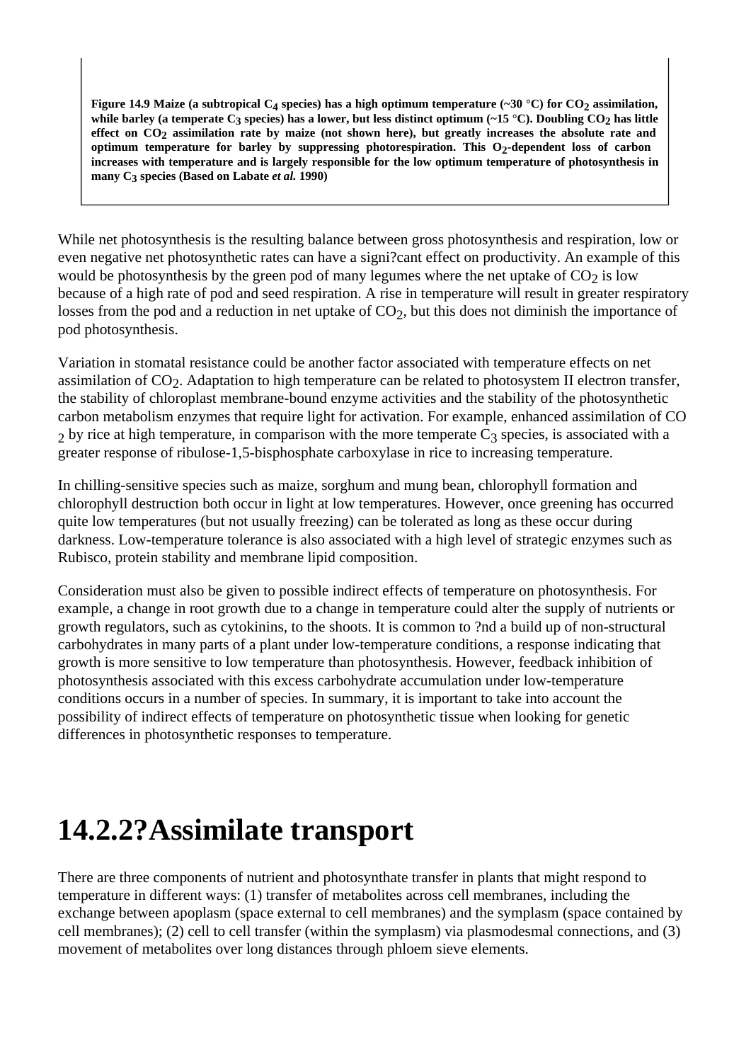**Figure 14.9 Maize (a subtropical $C_4$ species) has a high optimum temperature (~30 °C) for $CO_2$ assimilation, while barley (a temperate $C_3$ species) has a lower, but less distinct optimum (~15 °C). Doubling $CO_2$ has little effect on $CO_2$ assimilation rate by maize (not shown here), but greatly increases the absolute rate and optimum temperature for barley by suppressing photorespiration. This $O_2$-dependent loss of carbon increases with temperature and is largely responsible for the low optimum temperature of photosynthesis in many $C_3$ species (Based on Labate *et al.* 1990)**

While net photosynthesis is the resulting balance between gross photosynthesis and respiration, low or even negative net photosynthetic rates can have a signi?cant effect on productivity. An example of this would be photosynthesis by the green pod of many legumes where the net uptake of $CO_2$ is low because of a high rate of pod and seed respiration. A rise in temperature will result in greater respiratory losses from the pod and a reduction in net uptake of $CO_2$, but this does not diminish the importance of pod photosynthesis.

Variation in stomatal resistance could be another factor associated with temperature effects on net assimilation of $CO_2$. Adaptation to high temperature can be related to photosystem II electron transfer, the stability of chloroplast membrane-bound enzyme activities and the stability of the photosynthetic carbon metabolism enzymes that require light for activation. For example, enhanced assimilation of $CO_2$ by rice at high temperature, in comparison with the more temperate $C_3$ species, is associated with a greater response of ribulose-1,5-bisphosphate carboxylase in rice to increasing temperature.

In chilling-sensitive species such as maize, sorghum and mung bean, chlorophyll formation and chlorophyll destruction both occur in light at low temperatures. However, once greening has occurred quite low temperatures (but not usually freezing) can be tolerated as long as these occur during darkness. Low-temperature tolerance is also associated with a high level of strategic enzymes such as Rubisco, protein stability and membrane lipid composition.

Consideration must also be given to possible indirect effects of temperature on photosynthesis. For example, a change in root growth due to a change in temperature could alter the supply of nutrients or growth regulators, such as cytokinins, to the shoots. It is common to ?nd a build up of non-structural carbohydrates in many parts of a plant under low-temperature conditions, a response indicating that growth is more sensitive to low temperature than photosynthesis. However, feedback inhibition of photosynthesis associated with this excess carbohydrate accumulation under low-temperature conditions occurs in a number of species. In summary, it is important to take into account the possibility of indirect effects of temperature on photosynthetic tissue when looking for genetic differences in photosynthetic responses to temperature.

# 14.2.2?Assimilate transport

There are three components of nutrient and photosynthate transfer in plants that might respond to temperature in different ways: (1) transfer of metabolites across cell membranes, including the exchange between apoplasm (space external to cell membranes) and the symplasm (space contained by cell membranes); (2) cell to cell transfer (within the symplasm) via plasmodesmal connections, and (3) movement of metabolites over long distances through phloem sieve elements.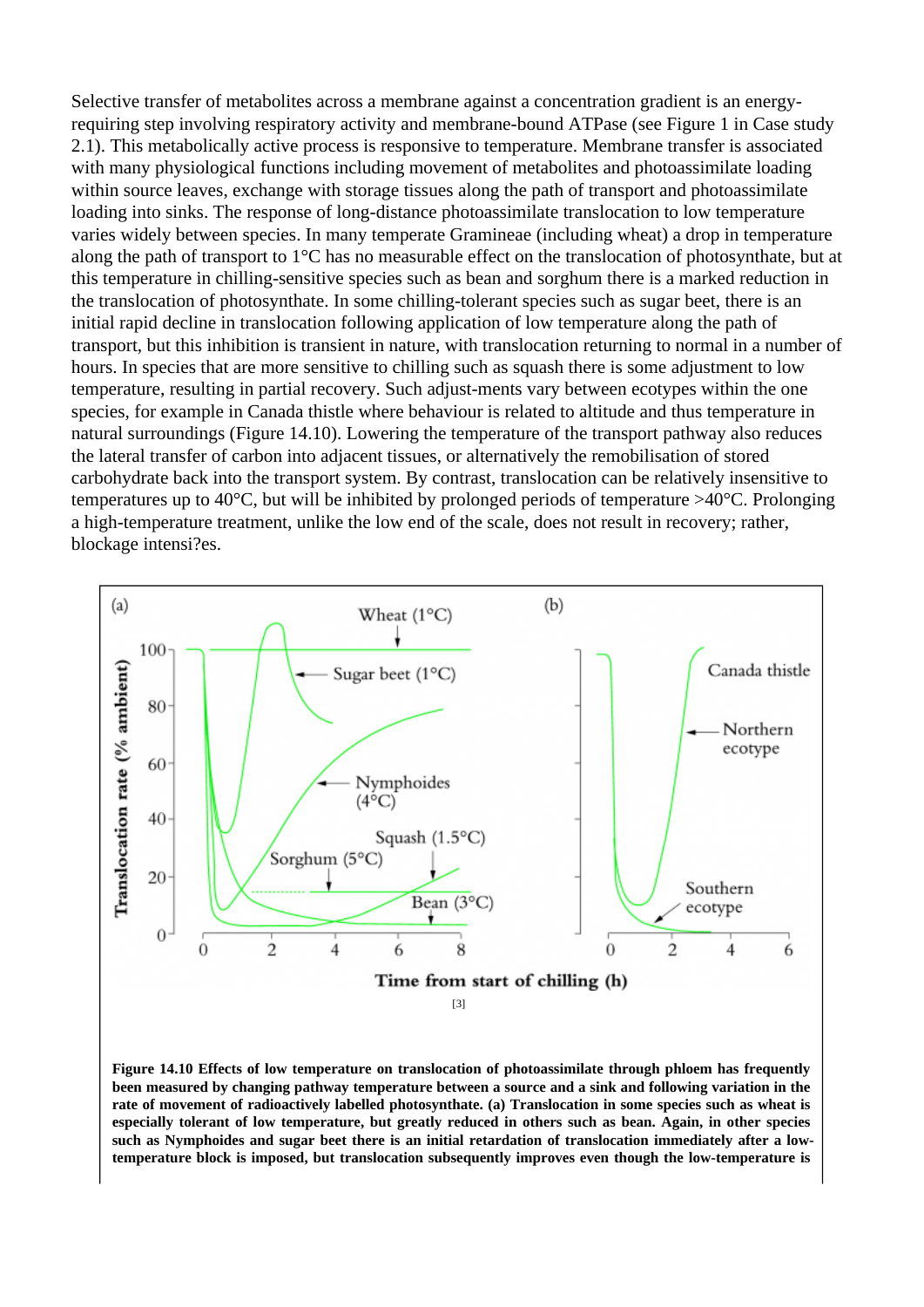Selective transfer of metabolites across a membrane against a concentration gradient is an energy-requiring step involving respiratory activity and membrane-bound ATPase (see Figure 1 in Case study 2.1). This metabolically active process is responsive to temperature. Membrane transfer is associated with many physiological functions including movement of metabolites and photoassimilate loading within source leaves, exchange with storage tissues along the path of transport and photoassimilate loading into sinks. The response of long-distance photoassimilate translocation to low temperature varies widely between species. In many temperate Gramineae (including wheat) a drop in temperature along the path of transport to 1°C has no measurable effect on the translocation of photosynthate, but at this temperature in chilling-sensitive species such as bean and sorghum there is a marked reduction in the translocation of photosynthate. In some chilling-tolerant species such as sugar beet, there is an initial rapid decline in translocation following application of low temperature along the path of transport, but this inhibition is transient in nature, with translocation returning to normal in a number of hours. In species that are more sensitive to chilling such as squash there is some adjustment to low temperature, resulting in partial recovery. Such adjust-ments vary between ecotypes within the one species, for example in Canada thistle where behaviour is related to altitude and thus temperature in natural surroundings (Figure 14.10). Lowering the temperature of the transport pathway also reduces the lateral transfer of carbon into adjacent tissues, or alternatively the remobilisation of stored carbohydrate back into the transport system. By contrast, translocation can be relatively insensitive to temperatures up to 40°C, but will be inhibited by prolonged periods of temperature >40°C. Prolonging a high-temperature treatment, unlike the low end of the scale, does not result in recovery; rather, blockage intensi?es.

[3]

**Figure 14.10 Effects of low temperature on translocation of photoassimilate through phloem has frequently been measured by changing pathway temperature between a source and a sink and following variation in the rate of movement of radioactively labelled photosynthate. (a) Translocation in some species such as wheat is especially tolerant of low temperature, but greatly reduced in others such as bean. Again, in other species such as Nymphoides and sugar beet there is an initial retardation of translocation immediately after a low-temperature block is imposed, but translocation subsequently improves even though the low-temperature is**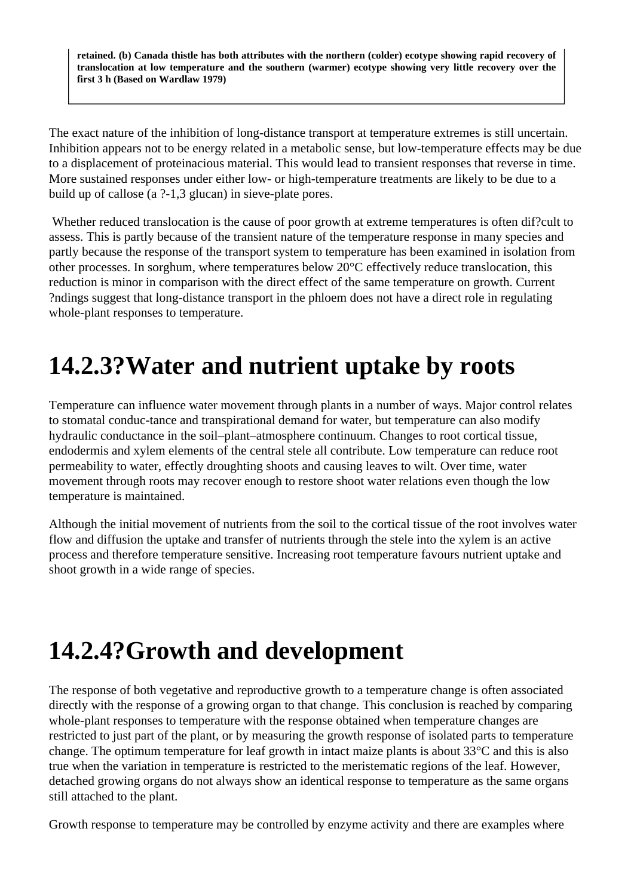**retained. (b) Canada thistle has both attributes with the northern (colder) ecotype showing rapid recovery of translocation at low temperature and the southern (warmer) ecotype showing very little recovery over the first 3 h (Based on Wardlaw 1979)**

The exact nature of the inhibition of long-distance transport at temperature extremes is still uncertain. Inhibition appears not to be energy related in a metabolic sense, but low-temperature effects may be due to a displacement of proteinacious material. This would lead to transient responses that reverse in time. More sustained responses under either low- or high-temperature treatments are likely to be due to a build up of callose (a ?-1,3 glucan) in sieve-plate pores.

Whether reduced translocation is the cause of poor growth at extreme temperatures is often dif?cult to assess. This is partly because of the transient nature of the temperature response in many species and partly because the response of the transport system to temperature has been examined in isolation from other processes. In sorghum, where temperatures below 20°C effectively reduce translocation, this reduction is minor in comparison with the direct effect of the same temperature on growth. Current ?ndings suggest that long-distance transport in the phloem does not have a direct role in regulating whole-plant responses to temperature.

# 14.2.3?Water and nutrient uptake by roots

Temperature can influence water movement through plants in a number of ways. Major control relates to stomatal conduc-tance and transpirational demand for water, but temperature can also modify hydraulic conductance in the soil–plant–atmosphere continuum. Changes to root cortical tissue, endodermis and xylem elements of the central stele all contribute. Low temperature can reduce root permeability to water, effectly droughting shoots and causing leaves to wilt. Over time, water movement through roots may recover enough to restore shoot water relations even though the low temperature is maintained.

Although the initial movement of nutrients from the soil to the cortical tissue of the root involves water flow and diffusion the uptake and transfer of nutrients through the stele into the xylem is an active process and therefore temperature sensitive. Increasing root temperature favours nutrient uptake and shoot growth in a wide range of species.

# 14.2.4?Growth and development

The response of both vegetative and reproductive growth to a temperature change is often associated directly with the response of a growing organ to that change. This conclusion is reached by comparing whole-plant responses to temperature with the response obtained when temperature changes are restricted to just part of the plant, or by measuring the growth response of isolated parts to temperature change. The optimum temperature for leaf growth in intact maize plants is about 33°C and this is also true when the variation in temperature is restricted to the meristematic regions of the leaf. However, detached growing organs do not always show an identical response to temperature as the same organs still attached to the plant.

Growth response to temperature may be controlled by enzyme activity and there are examples where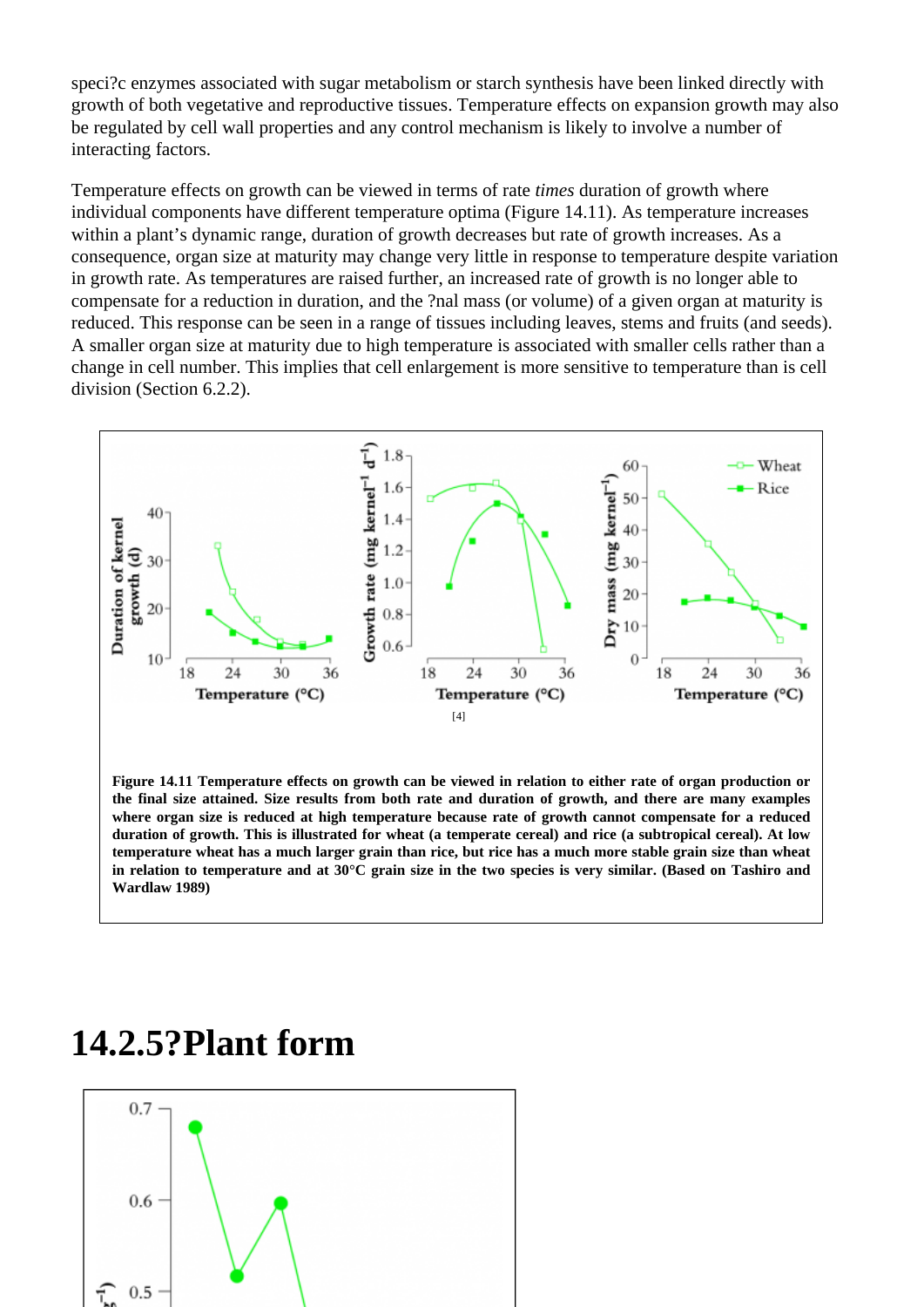speci?c enzymes associated with sugar metabolism or starch synthesis have been linked directly with growth of both vegetative and reproductive tissues. Temperature effects on expansion growth may also be regulated by cell wall properties and any control mechanism is likely to involve a number of interacting factors.

Temperature effects on growth can be viewed in terms of rate *times* duration of growth where individual components have different temperature optima (Figure 14.11). As temperature increases within a plant's dynamic range, duration of growth decreases but rate of growth increases. As a consequence, organ size at maturity may change very little in response to temperature despite variation in growth rate. As temperatures are raised further, an increased rate of growth is no longer able to compensate for a reduction in duration, and the ?nal mass (or volume) of a given organ at maturity is reduced. This response can be seen in a range of tissues including leaves, stems and fruits (and seeds). A smaller organ size at maturity due to high temperature is associated with smaller cells rather than a change in cell number. This implies that cell enlargement is more sensitive to temperature than is cell division (Section 6.2.2).

[4]

**Figure 14.11 Temperature effects on growth can be viewed in relation to either rate of organ production or the final size attained. Size results from both rate and duration of growth, and there are many examples where organ size is reduced at high temperature because rate of growth cannot compensate for a reduced duration of growth. This is illustrated for wheat (a temperate cereal) and rice (a subtropical cereal). At low temperature wheat has a much larger grain than rice, but rice has a much more stable grain size than wheat in relation to temperature and at 30°C grain size in the two species is very similar. (Based on Tashiro and Wardlaw 1989)**

# 14.2.5?Plant form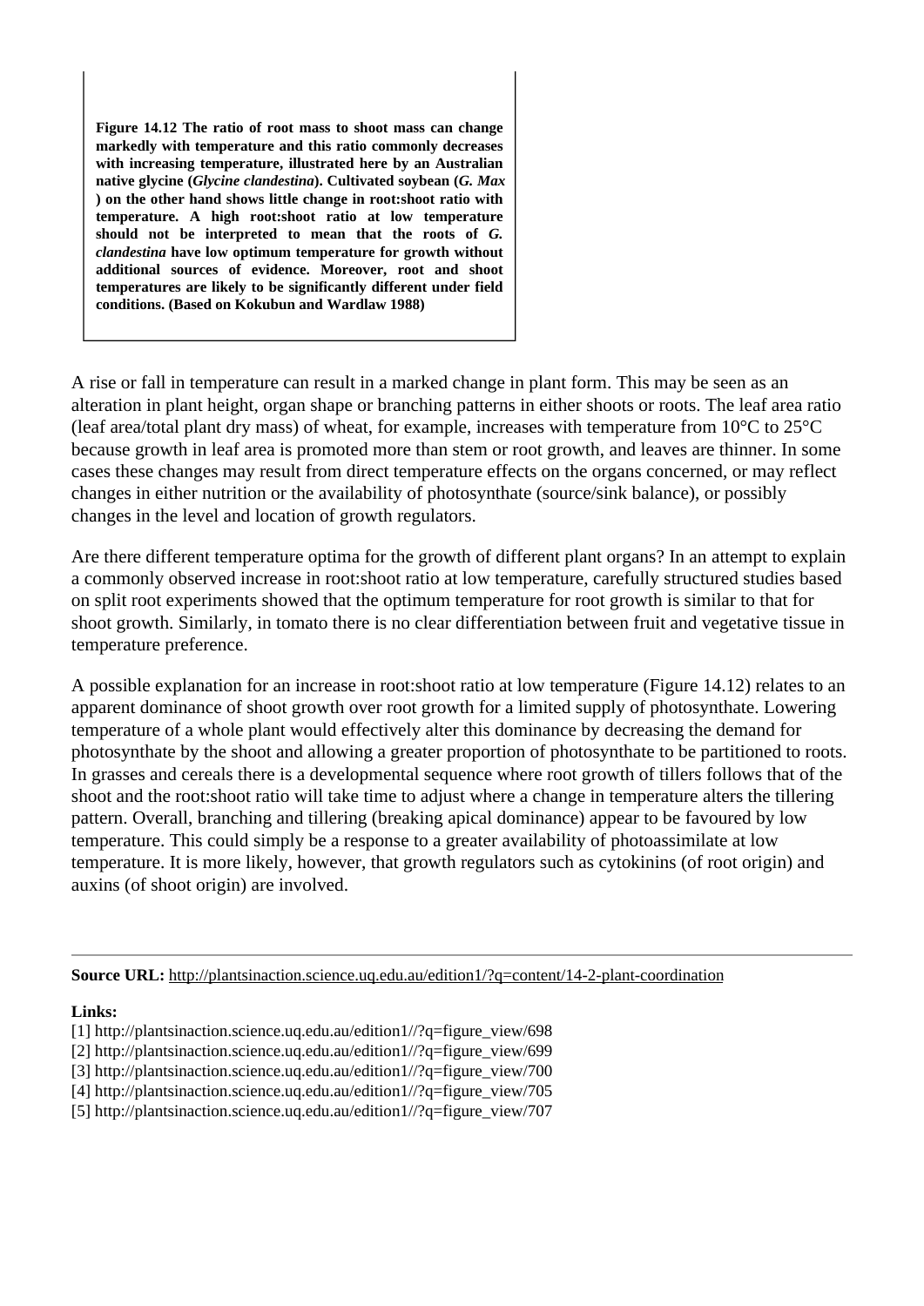**Figure 14.12 The ratio of root mass to shoot mass can change markedly with temperature and this ratio commonly decreases with increasing temperature, illustrated here by an Australian native glycine (*Glycine clandestina*). Cultivated soybean (*G. Max* ) on the other hand shows little change in root:shoot ratio with temperature. A high root:shoot ratio at low temperature should not be interpreted to mean that the roots of *G. clandestina* have low optimum temperature for growth without additional sources of evidence. Moreover, root and shoot temperatures are likely to be significantly different under field conditions. (Based on Kokubun and Wardlaw 1988)**

A rise or fall in temperature can result in a marked change in plant form. This may be seen as an alteration in plant height, organ shape or branching patterns in either shoots or roots. The leaf area ratio (leaf area/total plant dry mass) of wheat, for example, increases with temperature from 10°C to 25°C because growth in leaf area is promoted more than stem or root growth, and leaves are thinner. In some cases these changes may result from direct temperature effects on the organs concerned, or may reflect changes in either nutrition or the availability of photosynthate (source/sink balance), or possibly changes in the level and location of growth regulators.

Are there different temperature optima for the growth of different plant organs? In an attempt to explain a commonly observed increase in root:shoot ratio at low temperature, carefully structured studies based on split root experiments showed that the optimum temperature for root growth is similar to that for shoot growth. Similarly, in tomato there is no clear differentiation between fruit and vegetative tissue in temperature preference.

A possible explanation for an increase in root:shoot ratio at low temperature (Figure 14.12) relates to an apparent dominance of shoot growth over root growth for a limited supply of photosynthate. Lowering temperature of a whole plant would effectively alter this dominance by decreasing the demand for photosynthate by the shoot and allowing a greater proportion of photosynthate to be partitioned to roots. In grasses and cereals there is a developmental sequence where root growth of tillers follows that of the shoot and the root:shoot ratio will take time to adjust where a change in temperature alters the tillering pattern. Overall, branching and tillering (breaking apical dominance) appear to be favoured by low temperature. This could simply be a response to a greater availability of photoassimilate at low temperature. It is more likely, however, that growth regulators such as cytokinins (of root origin) and auxins (of shoot origin) are involved.

---

**Source URL:** http://plantsinaction.science.uq.edu.au/edition1/?q=content/14-2-plant-coordination

**Links:**
[1] http://plantsinaction.science.uq.edu.au/edition1//?q=figure_view/698
[2] http://plantsinaction.science.uq.edu.au/edition1//?q=figure_view/699
[3] http://plantsinaction.science.uq.edu.au/edition1//?q=figure_view/700
[4] http://plantsinaction.science.uq.edu.au/edition1//?q=figure_view/705
[5] http://plantsinaction.science.uq.edu.au/edition1//?q=figure_view/707